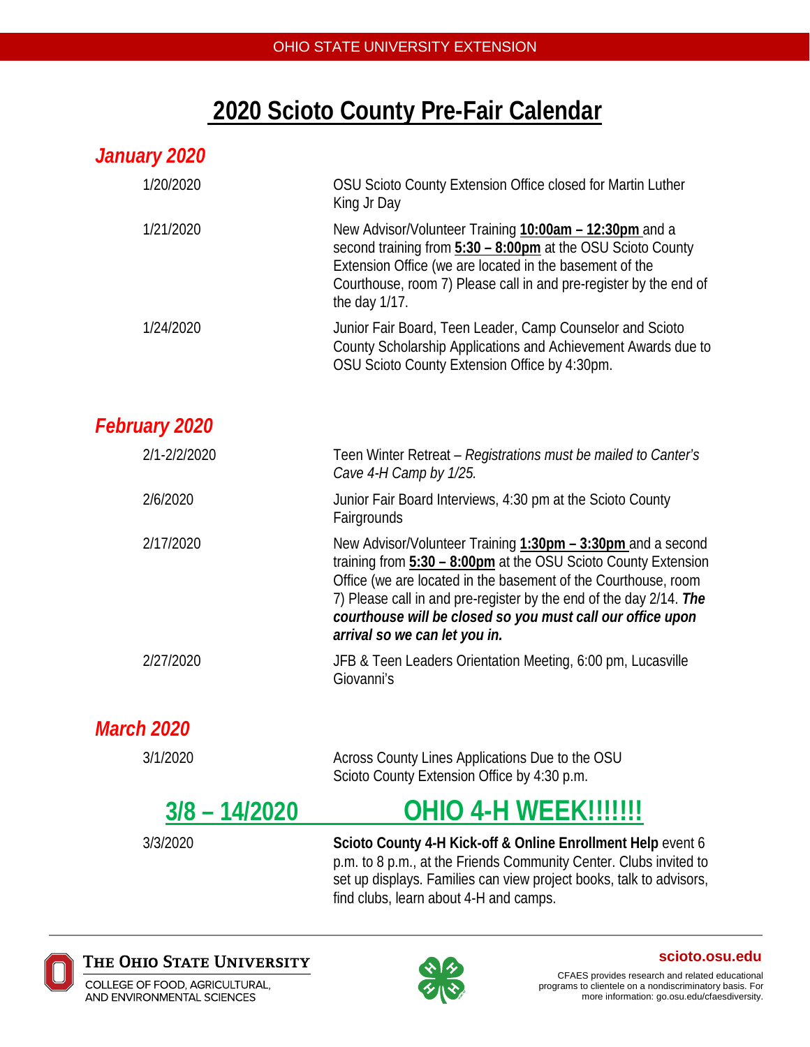# 2020 Scioto County Pre-Fair Calendar

## January 2020

| | |
|---|---|
| 1/20/2020 | OSU Scioto County Extension Office closed for Martin Luther King Jr Day |
| 1/21/2020 | New Advisor/Volunteer Training **10:00am – 12:30pm** and a second training from **5:30 – 8:00pm** at the OSU Scioto County Extension Office (we are located in the basement of the Courthouse, room 7) Please call in and pre-register by the end of the day 1/17. |
| 1/24/2020 | Junior Fair Board, Teen Leader, Camp Counselor and Scioto County Scholarship Applications and Achievement Awards due to OSU Scioto County Extension Office by 4:30pm. |

## February 2020

| | |
|---|---|
| 2/1-2/2/2020 | Teen Winter Retreat – *Registrations must be mailed to Canter's Cave 4-H Camp by 1/25.* |
| 2/6/2020 | Junior Fair Board Interviews, 4:30 pm at the Scioto County Fairgrounds |
| 2/17/2020 | New Advisor/Volunteer Training **1:30pm – 3:30pm** and a second training from **5:30 – 8:00pm** at the OSU Scioto County Extension Office (we are located in the basement of the Courthouse, room 7) Please call in and pre-register by the end of the day 2/14. ***The courthouse will be closed so you must call our office upon arrival so we can let you in.*** |
| 2/27/2020 | JFB & Teen Leaders Orientation Meeting, 6:00 pm, Lucasville Giovanni's |

## March 2020

| | |
|---|---|
| 3/1/2020 | Across County Lines Applications Due to the OSU Scioto County Extension Office by 4:30 p.m. |
| **3/8 – 14/2020** | **OHIO 4-H WEEK!!!!!!!** |
| 3/3/2020 | **Scioto County 4-H Kick-off & Online Enrollment Help** event 6 p.m. to 8 p.m., at the Friends Community Center. Clubs invited to set up displays. Families can view project books, talk to advisors, find clubs, learn about 4-H and camps. |

The Ohio State University
College of Food, Agricultural, and Environmental Sciences

scioto.osu.edu

CFAES provides research and related educational programs to clientele on a nondiscriminatory basis. For more information: go.osu.edu/cfaesdiversity.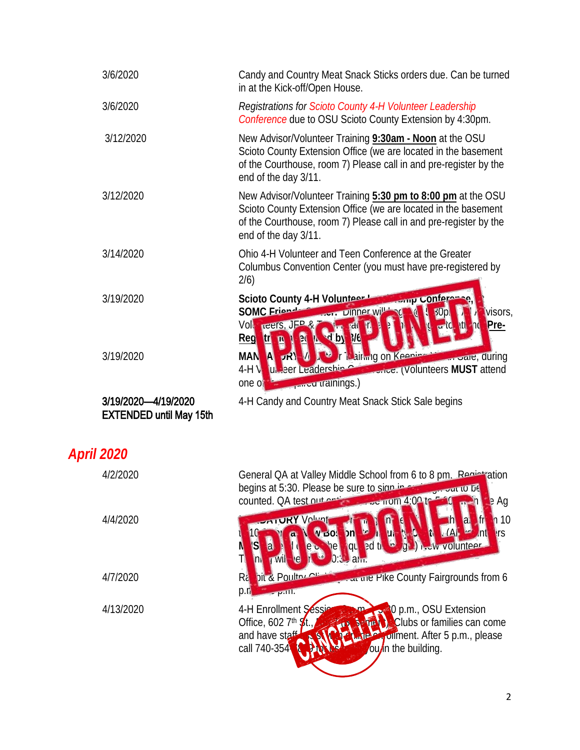| | |
|---|---|
| 3/6/2020 | Candy and Country Meat Snack Sticks orders due. Can be turned in at the Kick-off/Open House. |
| 3/6/2020 | *Registrations for Scioto County 4-H Volunteer Leadership Conference* due to OSU Scioto County Extension by 4:30pm. |
| 3/12/2020 | New Advisor/Volunteer Training **9:30am - Noon** at the OSU Scioto County Extension Office (we are located in the basement of the Courthouse, room 7) Please call in and pre-register by the end of the day 3/11. |
| 3/12/2020 | New Advisor/Volunteer Training **5:30 pm to 8:00 pm** at the OSU Scioto County Extension Office (we are located in the basement of the Courthouse, room 7) Please call in and pre-register by the end of the day 3/11. |
| 3/14/2020 | Ohio 4-H Volunteer and Teen Conference at the Greater Columbus Convention Center (you must have pre-registered by 2/6) |
| 3/19/2020 | POSTPONED **Scioto County 4-H Volunteer L... Conference, SOMC Frien... Dinner wil... 30p... visors, Vol... teers, JFP & T... Pre-Registr... by 3/6** |
| 3/19/2020 | **MAN... A... ORY** V... r Training on Keepin... Sale, during 4-H V... unteer Leadership C... nce. (Volunteers **MUST** attend one o... uired trainings.) |
| **3/19/2020—4/19/2020 EXTENDED until May 15th** | 4-H Candy and Country Meat Snack Stick Sale begins |

## *April 2020*

| | |
|---|---|
| 4/2/2020 | General QA at Valley Middle School from 6 to 8 pm. Registration begins at 5:30. Please be sure to sign in ... counted. QA test out ... from 4:00 to 5:30 ... e Ag |
| 4/4/2020 | POSTPONED ...**DATORY** Volunt... from 10 ... 10... **Bo**... ... (A... nt... rs **MUST** a... the ... quired tr... ) New Volunteer Training wil... 0:3... am. |
| 4/7/2020 | Rabbit & Poultry Cli... at the Pike County Fairgrounds from 6 p.m. ... p.m. |
| 4/13/2020 | CANCELED 4-H Enrollment Sessio... m. ... 0 p.m., OSU Extension Office, 602 7th St., ... Clubs or families can come and have staff ... ollment. After 5 p.m., please call 740-354... ou in the building. |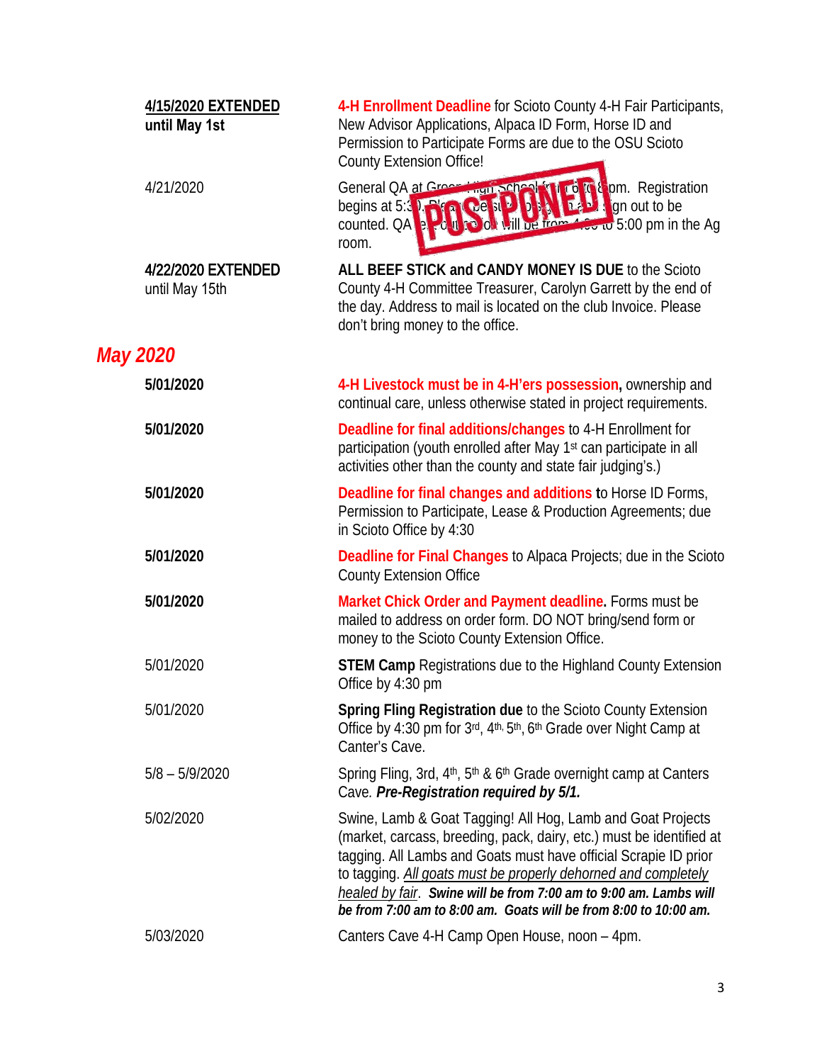| | |
|---|---|
| **4/15/2020 EXTENDED until May 1st** | **4-H Enrollment Deadline** for Scioto County 4-H Fair Participants, New Advisor Applications, Alpaca ID Form, Horse ID and Permission to Participate Forms are due to the OSU Scioto County Extension Office! |
| 4/21/2020 | POSTPONED General QA at Green High School from 6 to 8 pm. Registration begins at 5:30. Please be sure to be on time and sign out to be counted. QA ... will be from 4:00 to 5:00 pm in the Ag room. |
| **4/22/2020 EXTENDED** until May 15th | **ALL BEEF STICK and CANDY MONEY IS DUE** to the Scioto County 4-H Committee Treasurer, Carolyn Garrett by the end of the day. Address to mail is located on the club Invoice. Please don't bring money to the office. |

## *May 2020*

| | |
|---|---|
| **5/01/2020** | **4-H Livestock must be in 4-H'ers possession,** ownership and continual care, unless otherwise stated in project requirements. |
| **5/01/2020** | **Deadline for final additions/changes** to 4-H Enrollment for participation (youth enrolled after May 1st can participate in all activities other than the county and state fair judging's.) |
| **5/01/2020** | **Deadline for final changes and additions t**o Horse ID Forms, Permission to Participate, Lease & Production Agreements; due in Scioto Office by 4:30 |
| **5/01/2020** | **Deadline for Final Changes** to Alpaca Projects; due in the Scioto County Extension Office |
| **5/01/2020** | **Market Chick Order and Payment deadline.** Forms must be mailed to address on order form. DO NOT bring/send form or money to the Scioto County Extension Office. |
| 5/01/2020 | **STEM Camp** Registrations due to the Highland County Extension Office by 4:30 pm |
| 5/01/2020 | **Spring Fling Registration due** to the Scioto County Extension Office by 4:30 pm for 3rd, 4th, 5th, 6th Grade over Night Camp at Canter's Cave. |
| 5/8 – 5/9/2020 | Spring Fling, 3rd, 4th, 5th & 6th Grade overnight camp at Canters Cave. ***Pre-Registration required by 5/1.*** |
| 5/02/2020 | Swine, Lamb & Goat Tagging! All Hog, Lamb and Goat Projects (market, carcass, breeding, pack, dairy, etc.) must be identified at tagging. All Lambs and Goats must have official Scrapie ID prior to tagging. *All goats must be properly dehorned and completely healed by fair*. ***Swine will be from 7:00 am to 9:00 am. Lambs will be from 7:00 am to 8:00 am. Goats will be from 8:00 to 10:00 am.*** |
| 5/03/2020 | Canters Cave 4-H Camp Open House, noon – 4pm. |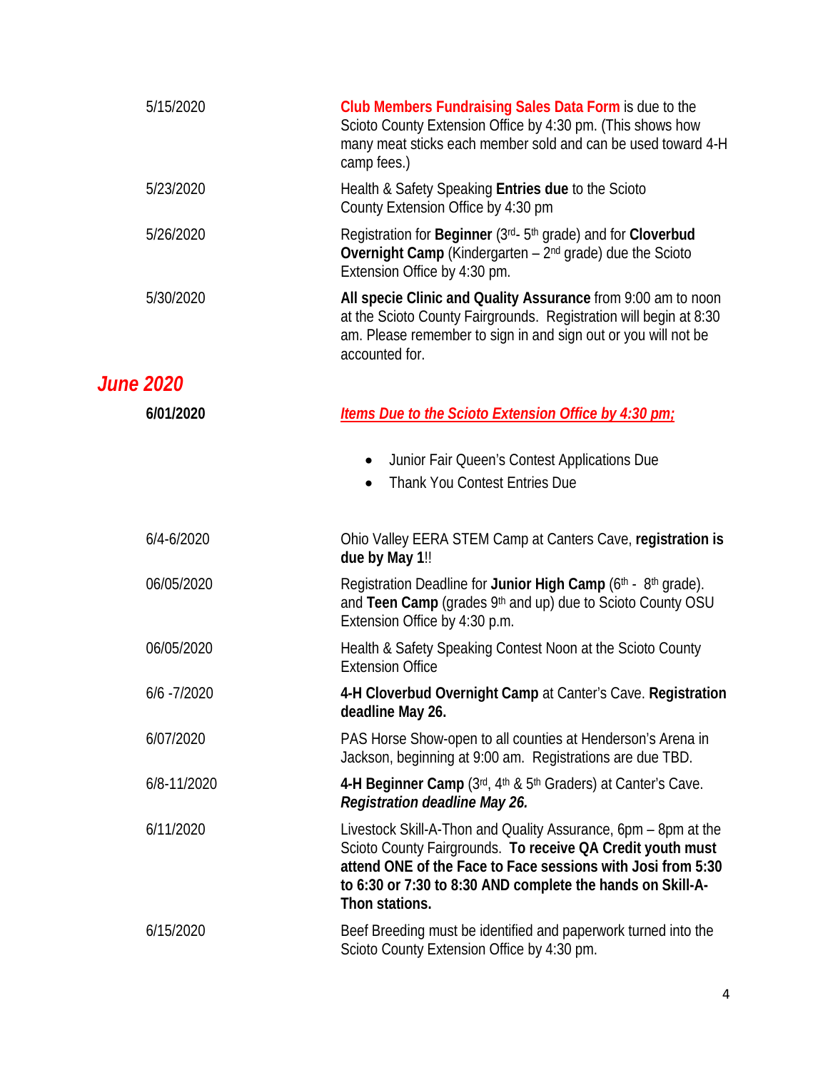| | |
|---|---|
| 5/15/2020 | **Club Members Fundraising Sales Data Form** is due to the Scioto County Extension Office by 4:30 pm. (This shows how many meat sticks each member sold and can be used toward 4-H camp fees.) |
| 5/23/2020 | Health & Safety Speaking **Entries due** to the Scioto County Extension Office by 4:30 pm |
| 5/26/2020 | Registration for **Beginner** (3rd- 5th grade) and for **Cloverbud Overnight Camp** (Kindergarten – 2nd grade) due the Scioto Extension Office by 4:30 pm. |
| 5/30/2020 | **All specie Clinic and Quality Assurance** from 9:00 am to noon at the Scioto County Fairgrounds. Registration will begin at 8:30 am. Please remember to sign in and sign out or you will not be accounted for. |

## *June 2020*

| | |
|---|---|
| **6/01/2020** | ***Items Due to the Scioto Extension Office by 4:30 pm;*** <br> • Junior Fair Queen's Contest Applications Due <br> • Thank You Contest Entries Due |
| 6/4-6/2020 | Ohio Valley EERA STEM Camp at Canters Cave, **registration is due by May 1**!! |
| 06/05/2020 | Registration Deadline for **Junior High Camp** (6th - 8th grade). and **Teen Camp** (grades 9th and up) due to Scioto County OSU Extension Office by 4:30 p.m. |
| 06/05/2020 | Health & Safety Speaking Contest Noon at the Scioto County Extension Office |
| 6/6 -7/2020 | **4-H Cloverbud Overnight Camp** at Canter's Cave. **Registration deadline May 26.** |
| 6/07/2020 | PAS Horse Show-open to all counties at Henderson's Arena in Jackson, beginning at 9:00 am. Registrations are due TBD. |
| 6/8-11/2020 | **4-H Beginner Camp** (3rd, 4th & 5th Graders) at Canter's Cave. ***Registration deadline May 26.*** |
| 6/11/2020 | Livestock Skill-A-Thon and Quality Assurance, 6pm – 8pm at the Scioto County Fairgrounds. **To receive QA Credit youth must attend ONE of the Face to Face sessions with Josi from 5:30 to 6:30 or 7:30 to 8:30 AND complete the hands on Skill-A-Thon stations.** |
| 6/15/2020 | Beef Breeding must be identified and paperwork turned into the Scioto County Extension Office by 4:30 pm. |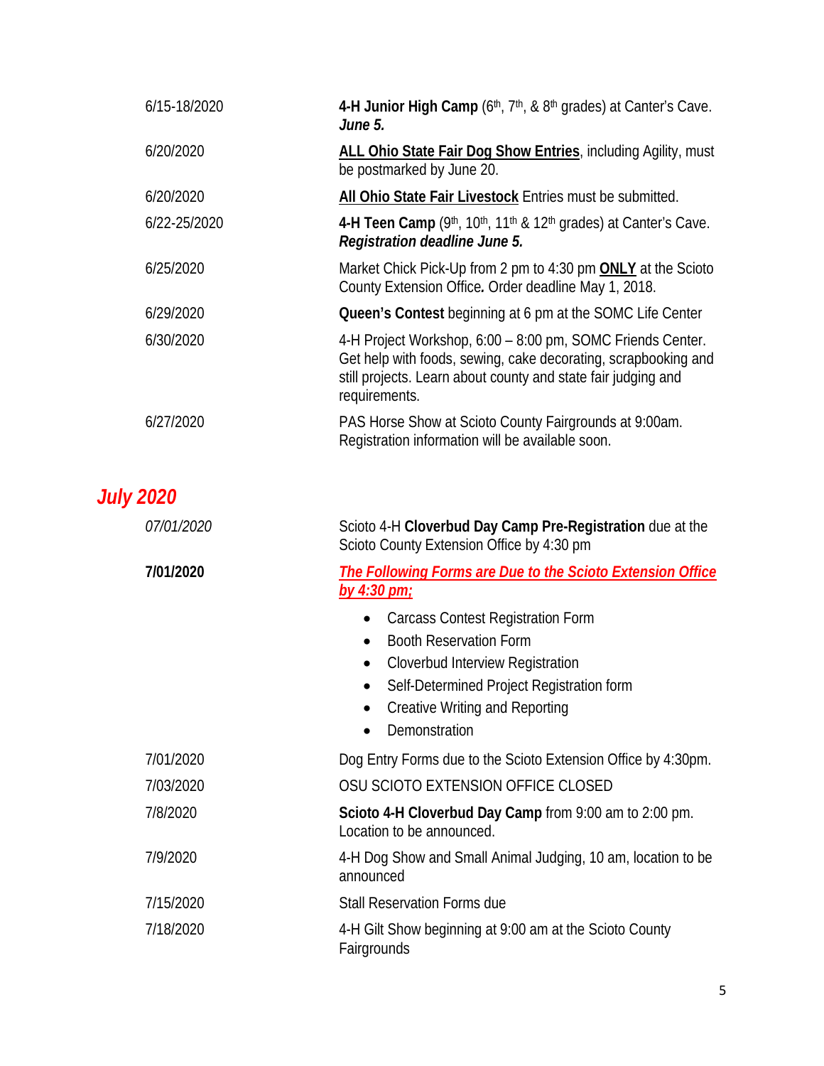| | |
|---|---|
| 6/15-18/2020 | **4-H Junior High Camp** (6th, 7th, & 8th grades) at Canter's Cave. ***June 5.*** |
| 6/20/2020 | **ALL Ohio State Fair Dog Show Entries**, including Agility, must be postmarked by June 20. |
| 6/20/2020 | **All Ohio State Fair Livestock** Entries must be submitted. |
| 6/22-25/2020 | **4-H Teen Camp** (9th, 10th, 11th & 12th grades) at Canter's Cave. ***Registration deadline June 5.*** |
| 6/25/2020 | Market Chick Pick-Up from 2 pm to 4:30 pm **ONLY** at the Scioto County Extension Office**.** Order deadline May 1, 2018. |
| 6/29/2020 | **Queen's Contest** beginning at 6 pm at the SOMC Life Center |
| 6/30/2020 | 4-H Project Workshop, 6:00 – 8:00 pm, SOMC Friends Center. Get help with foods, sewing, cake decorating, scrapbooking and still projects. Learn about county and state fair judging and requirements. |
| 6/27/2020 | PAS Horse Show at Scioto County Fairgrounds at 9:00am. Registration information will be available soon. |

## *July 2020*

| | |
|---|---|
| *07/01/2020* | Scioto 4-H **Cloverbud Day Camp Pre-Registration** due at the Scioto County Extension Office by 4:30 pm |
| **7/01/2020** | ***The Following Forms are Due to the Scioto Extension Office by 4:30 pm;*** <br>• Carcass Contest Registration Form <br>• Booth Reservation Form <br>• Cloverbud Interview Registration <br>• Self-Determined Project Registration form <br>• Creative Writing and Reporting <br>• Demonstration |
| 7/01/2020 | Dog Entry Forms due to the Scioto Extension Office by 4:30pm. |
| 7/03/2020 | OSU SCIOTO EXTENSION OFFICE CLOSED |
| 7/8/2020 | **Scioto 4-H Cloverbud Day Camp** from 9:00 am to 2:00 pm. Location to be announced. |
| 7/9/2020 | 4-H Dog Show and Small Animal Judging, 10 am, location to be announced |
| 7/15/2020 | Stall Reservation Forms due |
| 7/18/2020 | 4-H Gilt Show beginning at 9:00 am at the Scioto County Fairgrounds |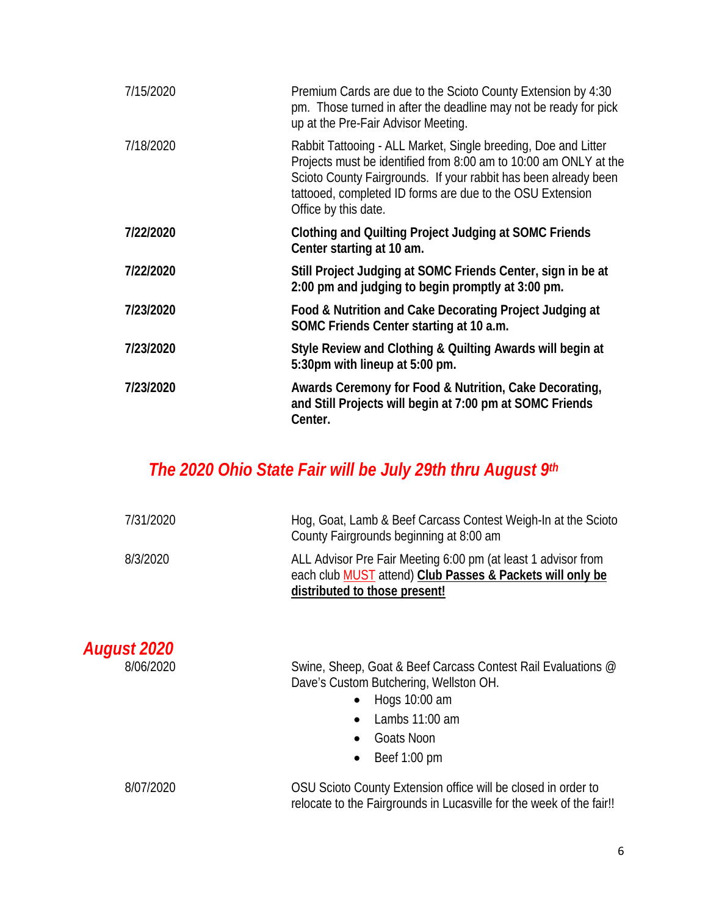| | |
|---|---|
| 7/15/2020 | Premium Cards are due to the Scioto County Extension by 4:30 pm. Those turned in after the deadline may not be ready for pick up at the Pre-Fair Advisor Meeting. |
| 7/18/2020 | Rabbit Tattooing - ALL Market, Single breeding, Doe and Litter Projects must be identified from 8:00 am to 10:00 am ONLY at the Scioto County Fairgrounds. If your rabbit has been already been tattooed, completed ID forms are due to the OSU Extension Office by this date. |
| **7/22/2020** | **Clothing and Quilting Project Judging at SOMC Friends Center starting at 10 am.** |
| **7/22/2020** | **Still Project Judging at SOMC Friends Center, sign in be at 2:00 pm and judging to begin promptly at 3:00 pm.** |
| **7/23/2020** | **Food & Nutrition and Cake Decorating Project Judging at SOMC Friends Center starting at 10 a.m.** |
| **7/23/2020** | **Style Review and Clothing & Quilting Awards will begin at 5:30pm with lineup at 5:00 pm.** |
| **7/23/2020** | **Awards Ceremony for Food & Nutrition, Cake Decorating, and Still Projects will begin at 7:00 pm at SOMC Friends Center.** |

***The 2020 Ohio State Fair will be July 29th thru August 9th***

| | |
|---|---|
| 7/31/2020 | Hog, Goat, Lamb & Beef Carcass Contest Weigh-In at the Scioto County Fairgrounds beginning at 8:00 am |
| 8/3/2020 | ALL Advisor Pre Fair Meeting 6:00 pm (at least 1 advisor from each club MUST attend) **Club Passes & Packets will only be distributed to those present!** |

## *August 2020*

8/06/2020 — Swine, Sheep, Goat & Beef Carcass Contest Rail Evaluations @ Dave's Custom Butchering, Wellston OH.

- Hogs 10:00 am
- Lambs 11:00 am
- Goats Noon
- Beef 1:00 pm

8/07/2020 — OSU Scioto County Extension office will be closed in order to relocate to the Fairgrounds in Lucasville for the week of the fair!!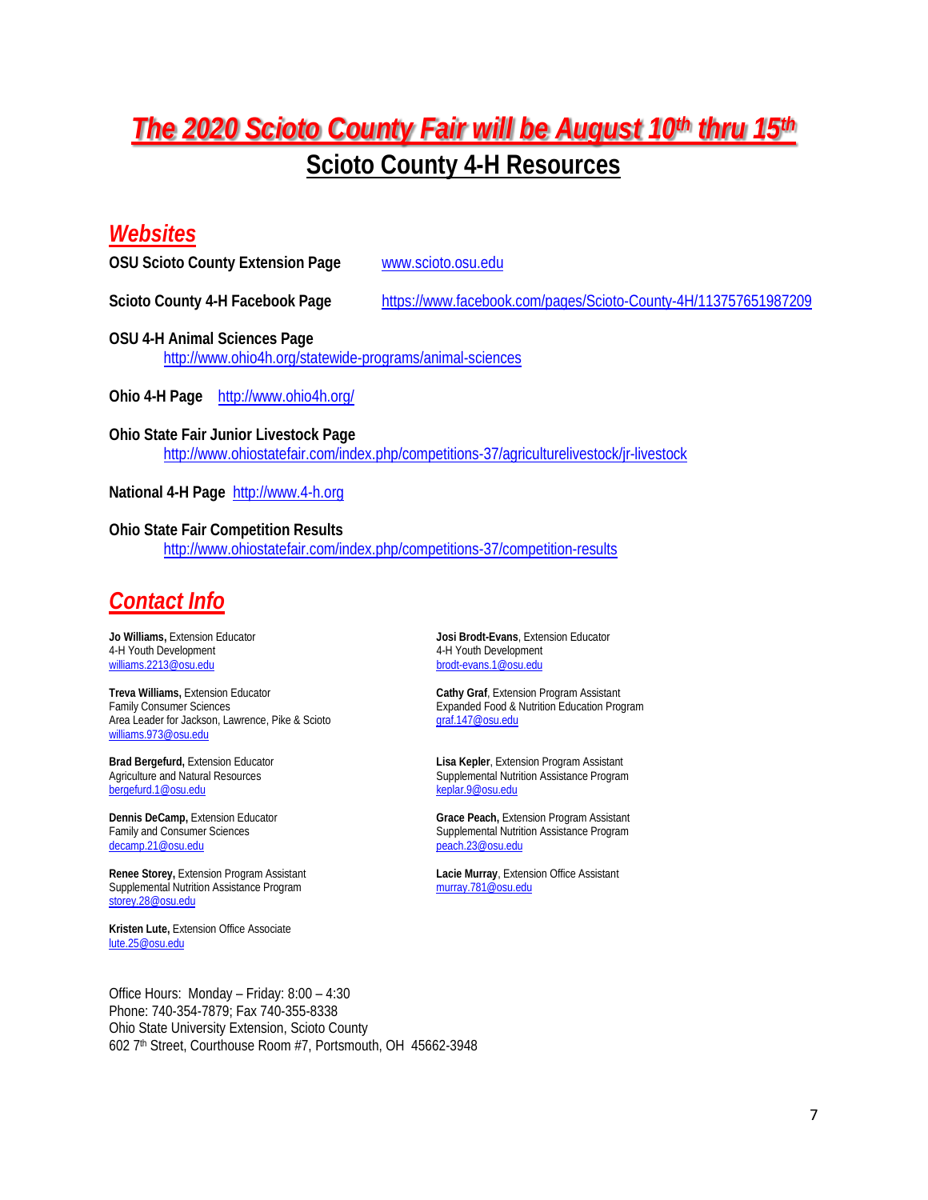# *The 2020 Scioto County Fair will be August 10th thru 15th*

## Scioto County 4-H Resources

### *Websites*

**OSU Scioto County Extension Page** www.scioto.osu.edu

**Scioto County 4-H Facebook Page** https://www.facebook.com/pages/Scioto-County-4H/113757651987209

**OSU 4-H Animal Sciences Page**
http://www.ohio4h.org/statewide-programs/animal-sciences

**Ohio 4-H Page** http://www.ohio4h.org/

**Ohio State Fair Junior Livestock Page**
http://www.ohiostatefair.com/index.php/competitions-37/agriculturelivestock/jr-livestock

**National 4-H Page** http://www.4-h.org

**Ohio State Fair Competition Results**
http://www.ohiostatefair.com/index.php/competitions-37/competition-results

### *Contact Info*

**Jo Williams,** Extension Educator
4-H Youth Development
williams.2213@osu.edu

**Treva Williams,** Extension Educator
Family Consumer Sciences
Area Leader for Jackson, Lawrence, Pike & Scioto
williams.973@osu.edu

**Brad Bergefurd,** Extension Educator
Agriculture and Natural Resources
bergefurd.1@osu.edu

**Dennis DeCamp,** Extension Educator
Family and Consumer Sciences
decamp.21@osu.edu

**Renee Storey,** Extension Program Assistant
Supplemental Nutrition Assistance Program
storey.28@osu.edu

**Kristen Lute,** Extension Office Associate
lute.25@osu.edu

**Josi Brodt-Evans**, Extension Educator
4-H Youth Development
brodt-evans.1@osu.edu

**Cathy Graf**, Extension Program Assistant
Expanded Food & Nutrition Education Program
graf.147@osu.edu

**Lisa Kepler**, Extension Program Assistant
Supplemental Nutrition Assistance Program
keplar.9@osu.edu

**Grace Peach,** Extension Program Assistant
Supplemental Nutrition Assistance Program
peach.23@osu.edu

**Lacie Murray**, Extension Office Assistant
murray.781@osu.edu

Office Hours: Monday – Friday: 8:00 – 4:30
Phone: 740-354-7879; Fax 740-355-8338
Ohio State University Extension, Scioto County
602 7th Street, Courthouse Room #7, Portsmouth, OH 45662-3948